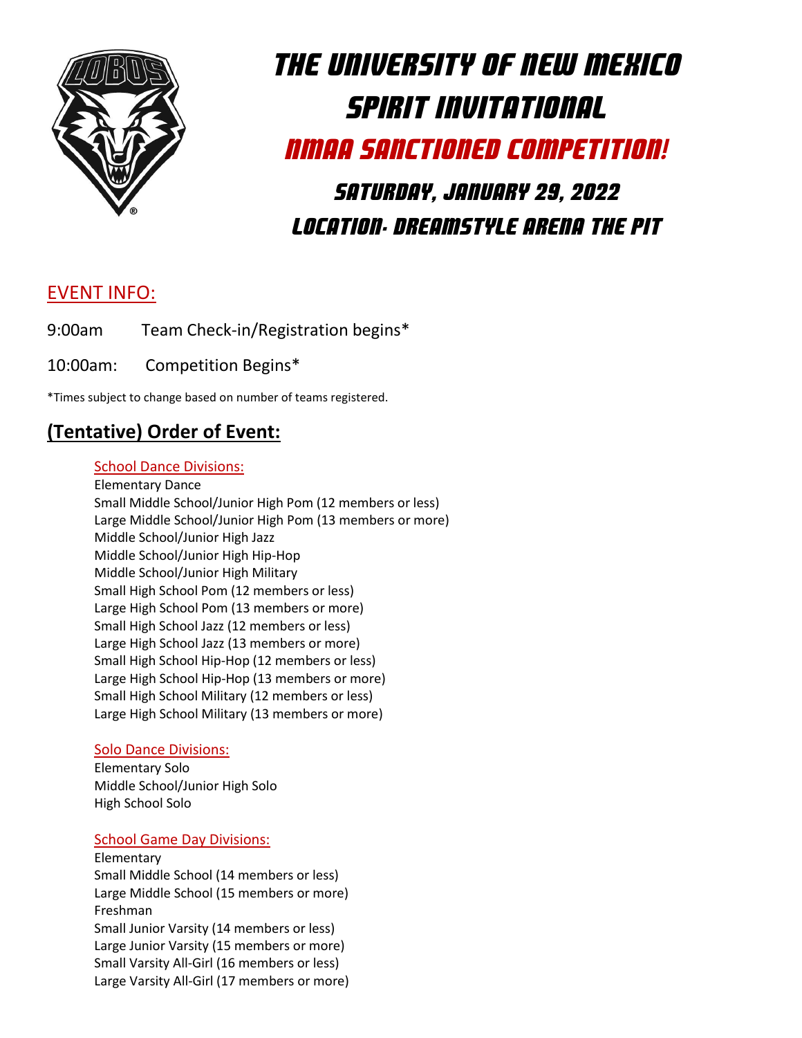# The University of New Mexico Spirit Invitational

## NMAA Sanctioned Competition!

## Saturday, January 29, 2022

## Location- Dreamstyle Arena The Pit

## EVENT INFO:

9:00am Team Check-in/Registration begins*

10:00am: Competition Begins*

*Times subject to change based on number of teams registered.

## (Tentative) Order of Event:

### School Dance Divisions:

Elementary Dance
Small Middle School/Junior High Pom (12 members or less)
Large Middle School/Junior High Pom (13 members or more)
Middle School/Junior High Jazz
Middle School/Junior High Hip-Hop
Middle School/Junior High Military
Small High School Pom (12 members or less)
Large High School Pom (13 members or more)
Small High School Jazz (12 members or less)
Large High School Jazz (13 members or more)
Small High School Hip-Hop (12 members or less)
Large High School Hip-Hop (13 members or more)
Small High School Military (12 members or less)
Large High School Military (13 members or more)

### Solo Dance Divisions:

Elementary Solo
Middle School/Junior High Solo
High School Solo

### School Game Day Divisions:

Elementary
Small Middle School (14 members or less)
Large Middle School (15 members or more)
Freshman
Small Junior Varsity (14 members or less)
Large Junior Varsity (15 members or more)
Small Varsity All-Girl (16 members or less)
Large Varsity All-Girl (17 members or more)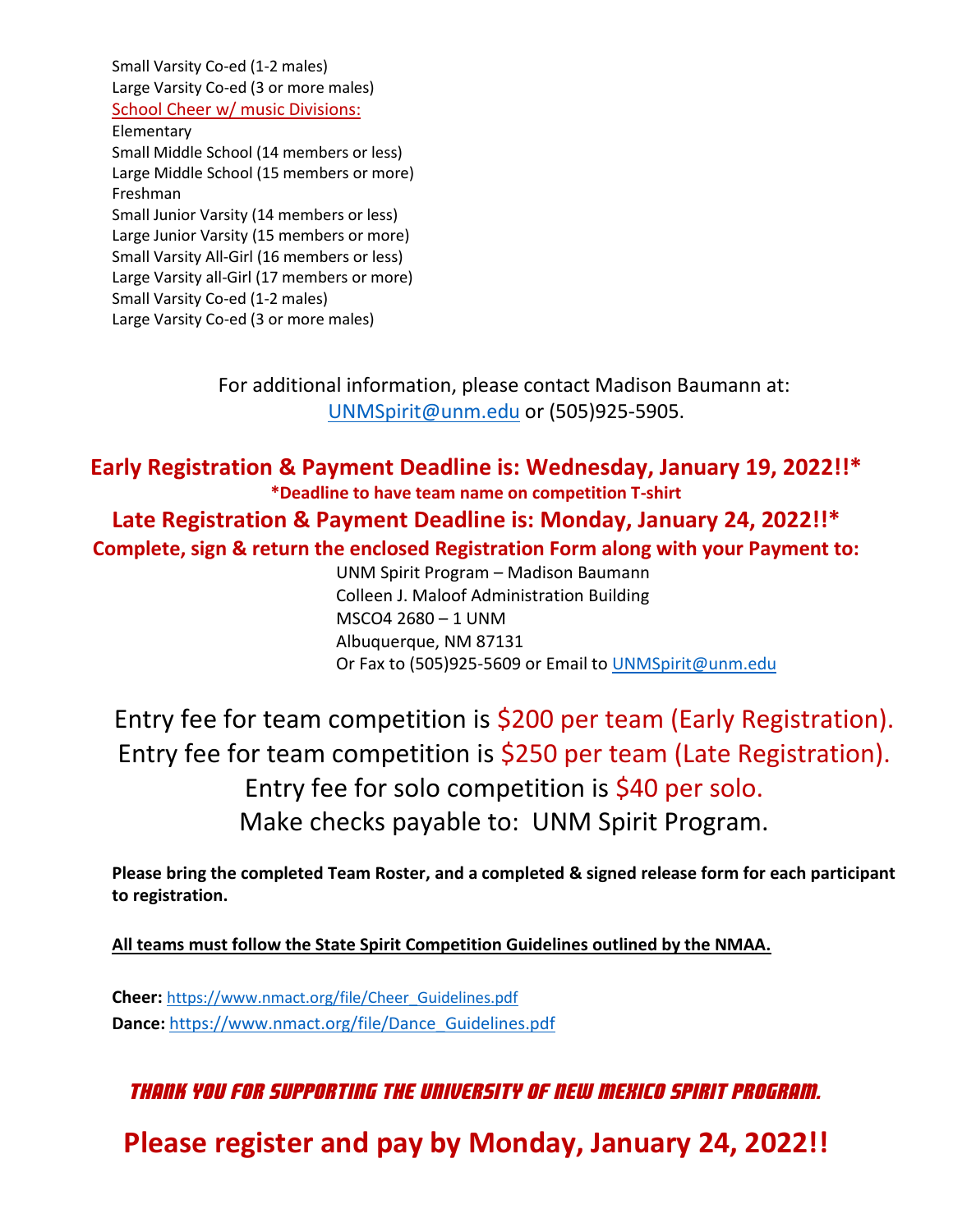Small Varsity Co-ed (1-2 males)
Large Varsity Co-ed (3 or more males)

School Cheer w/ music Divisions:

Elementary
Small Middle School (14 members or less)
Large Middle School (15 members or more)
Freshman
Small Junior Varsity (14 members or less)
Large Junior Varsity (15 members or more)
Small Varsity All-Girl (16 members or less)
Large Varsity all-Girl (17 members or more)
Small Varsity Co-ed (1-2 males)
Large Varsity Co-ed (3 or more males)

For additional information, please contact Madison Baumann at:
UNMSpirit@unm.edu or (505)925-5905.

**Early Registration & Payment Deadline is: Wednesday, January 19, 2022!!***

***Deadline to have team name on competition T-shirt**

**Late Registration & Payment Deadline is: Monday, January 24, 2022!!***

**Complete, sign & return the enclosed Registration Form along with your Payment to:**

UNM Spirit Program – Madison Baumann
Colleen J. Maloof Administration Building
MSCO4 2680 – 1 UNM
Albuquerque, NM 87131
Or Fax to (505)925-5609 or Email to UNMSpirit@unm.edu

Entry fee for team competition is $200 per team (Early Registration).
Entry fee for team competition is $250 per team (Late Registration).
Entry fee for solo competition is $40 per solo.
Make checks payable to: UNM Spirit Program.

**Please bring the completed Team Roster, and a completed & signed release form for each participant to registration.**

**All teams must follow the State Spirit Competition Guidelines outlined by the NMAA.**

**Cheer:** https://www.nmact.org/file/Cheer_Guidelines.pdf
**Dance:** https://www.nmact.org/file/Dance_Guidelines.pdf

*THANK YOU FOR SUPPORTING THE UNIVERSITY OF NEW MEXICO SPIRIT PROGRAM.*

**Please register and pay by Monday, January 24, 2022!!**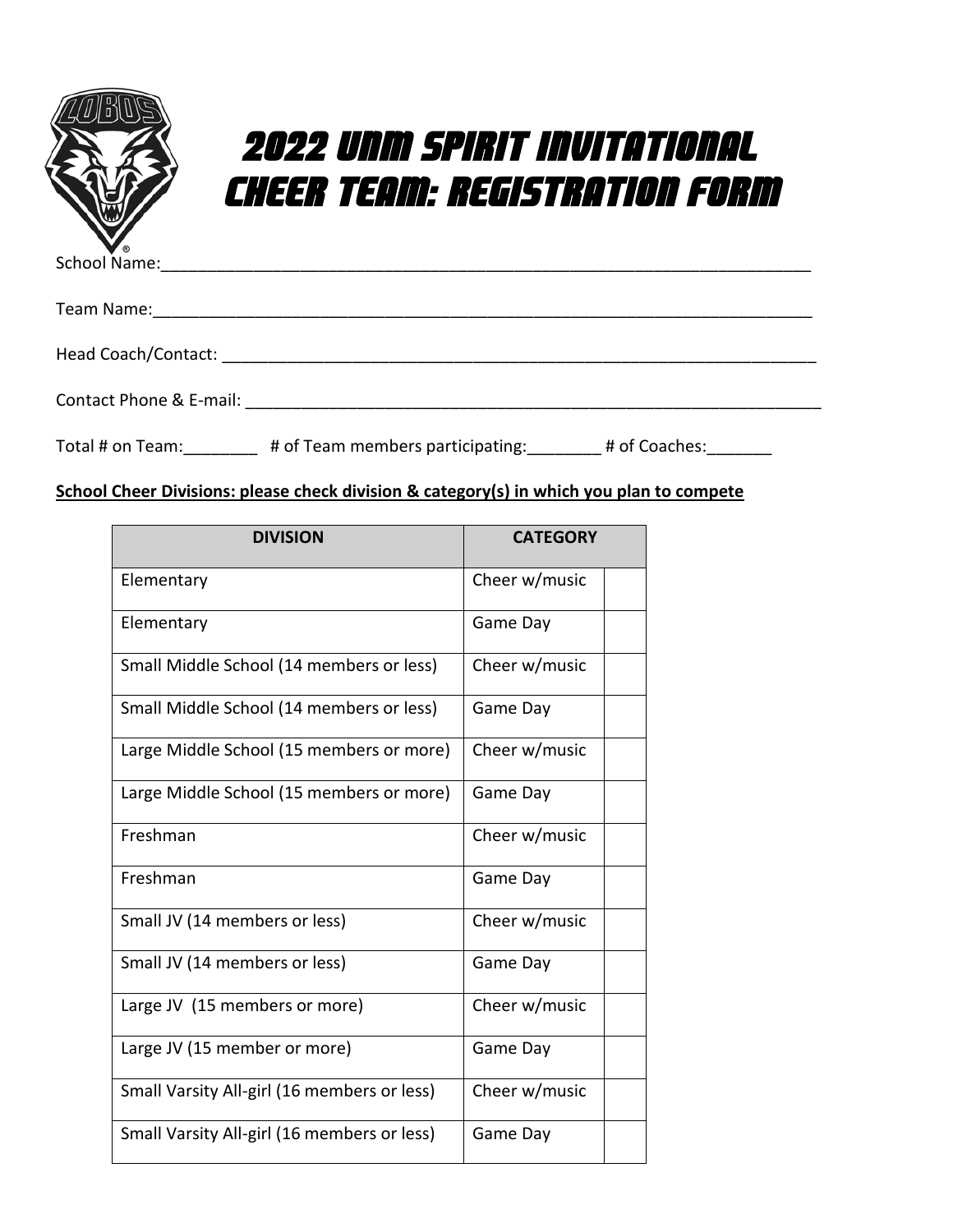# 2022 UNM SPIRIT INVITATIONAL CHEER TEAM: REGISTRATION FORM

School Name:___________________________________________________________________________

Team Name:____________________________________________________________________________

Head Coach/Contact: ____________________________________________________________________

Contact Phone & E-mail: _________________________________________________________________

Total # on Team:________ # of Team members participating:________ # of Coaches:_______

**School Cheer Divisions: please check division & category(s) in which you plan to compete**

| DIVISION | CATEGORY | |
|---|---|---|
| Elementary | Cheer w/music | |
| Elementary | Game Day | |
| Small Middle School (14 members or less) | Cheer w/music | |
| Small Middle School (14 members or less) | Game Day | |
| Large Middle School (15 members or more) | Cheer w/music | |
| Large Middle School (15 members or more) | Game Day | |
| Freshman | Cheer w/music | |
| Freshman | Game Day | |
| Small JV (14 members or less) | Cheer w/music | |
| Small JV (14 members or less) | Game Day | |
| Large JV (15 members or more) | Cheer w/music | |
| Large JV (15 member or more) | Game Day | |
| Small Varsity All-girl (16 members or less) | Cheer w/music | |
| Small Varsity All-girl (16 members or less) | Game Day | |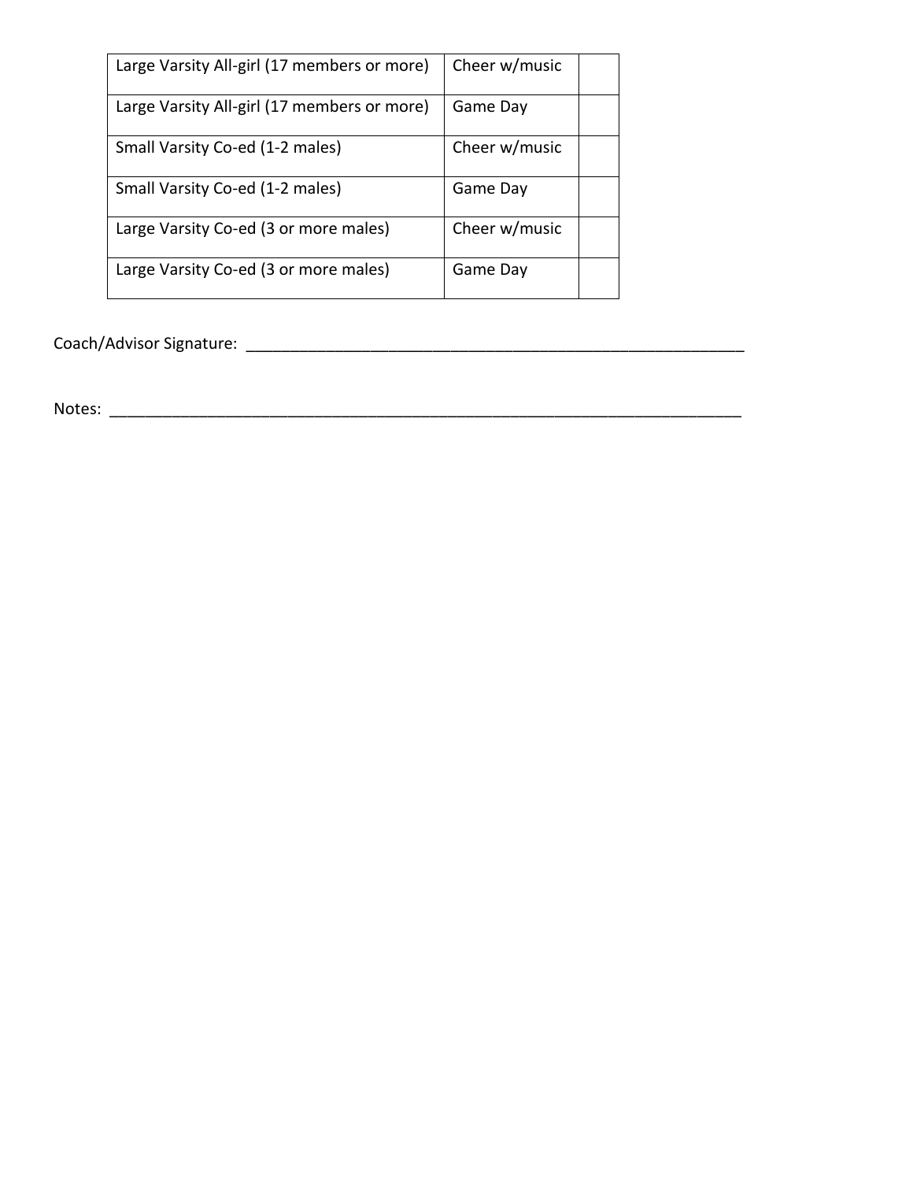| | | |
|---|---|---|
| Large Varsity All-girl (17 members or more) | Cheer w/music | |
| Large Varsity All-girl (17 members or more) | Game Day | |
| Small Varsity Co-ed (1-2 males) | Cheer w/music | |
| Small Varsity Co-ed (1-2 males) | Game Day | |
| Large Varsity Co-ed (3 or more males) | Cheer w/music | |
| Large Varsity Co-ed (3 or more males) | Game Day | |

Coach/Advisor Signature: ___________________________________________________________

Notes: ___________________________________________________________________________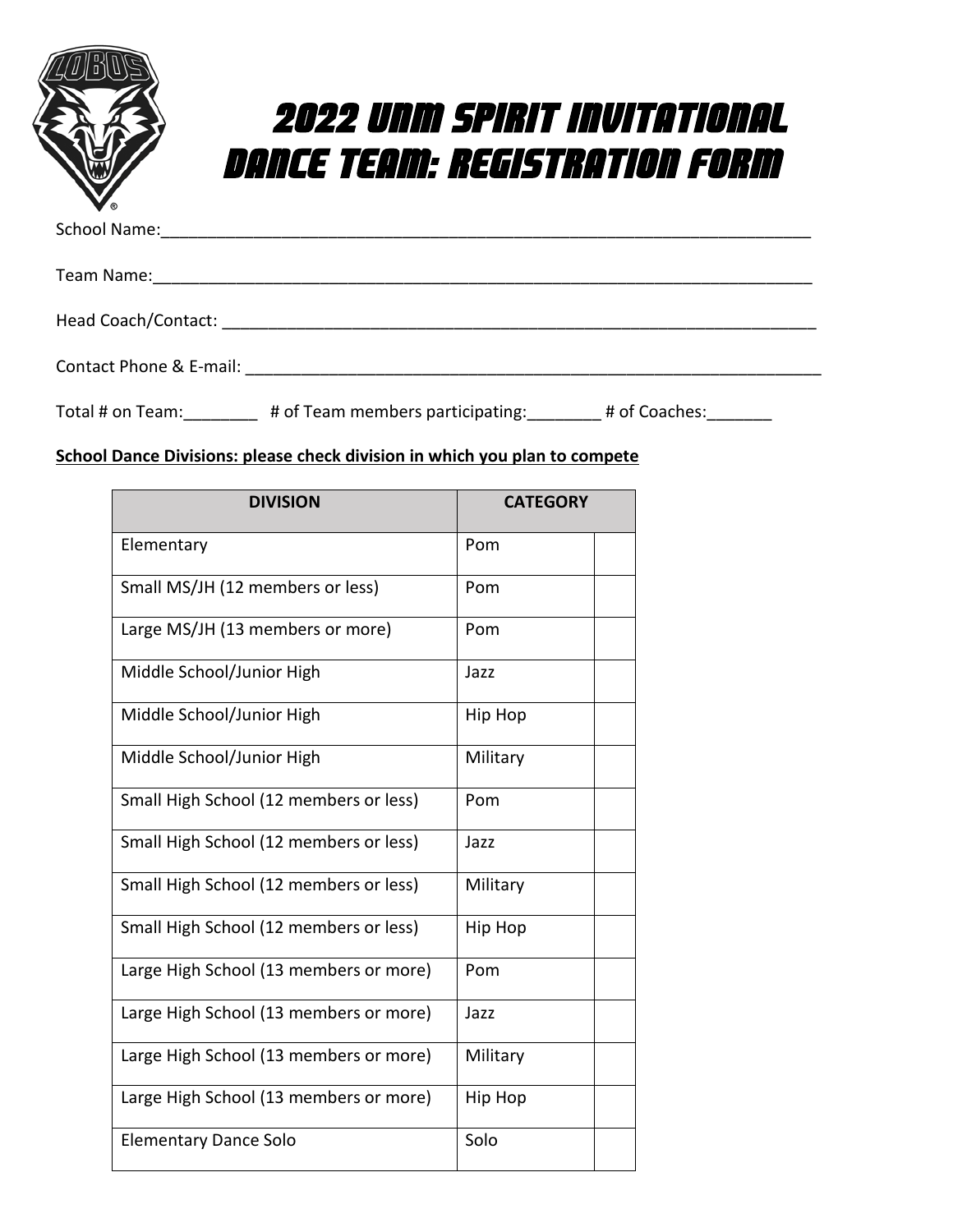# 2022 UNM SPIRIT INVITATIONAL DANCE TEAM: REGISTRATION FORM

School Name:___________________________________________________________________________

Team Name:____________________________________________________________________________

Head Coach/Contact: ____________________________________________________________________

Contact Phone & E-mail: _________________________________________________________________

Total # on Team:________ # of Team members participating:________ # of Coaches:_______

**School Dance Divisions: please check division in which you plan to compete**

| DIVISION | CATEGORY | |
|---|---|---|
| Elementary | Pom | |
| Small MS/JH (12 members or less) | Pom | |
| Large MS/JH (13 members or more) | Pom | |
| Middle School/Junior High | Jazz | |
| Middle School/Junior High | Hip Hop | |
| Middle School/Junior High | Military | |
| Small High School (12 members or less) | Pom | |
| Small High School (12 members or less) | Jazz | |
| Small High School (12 members or less) | Military | |
| Small High School (12 members or less) | Hip Hop | |
| Large High School (13 members or more) | Pom | |
| Large High School (13 members or more) | Jazz | |
| Large High School (13 members or more) | Military | |
| Large High School (13 members or more) | Hip Hop | |
| Elementary Dance Solo | Solo | |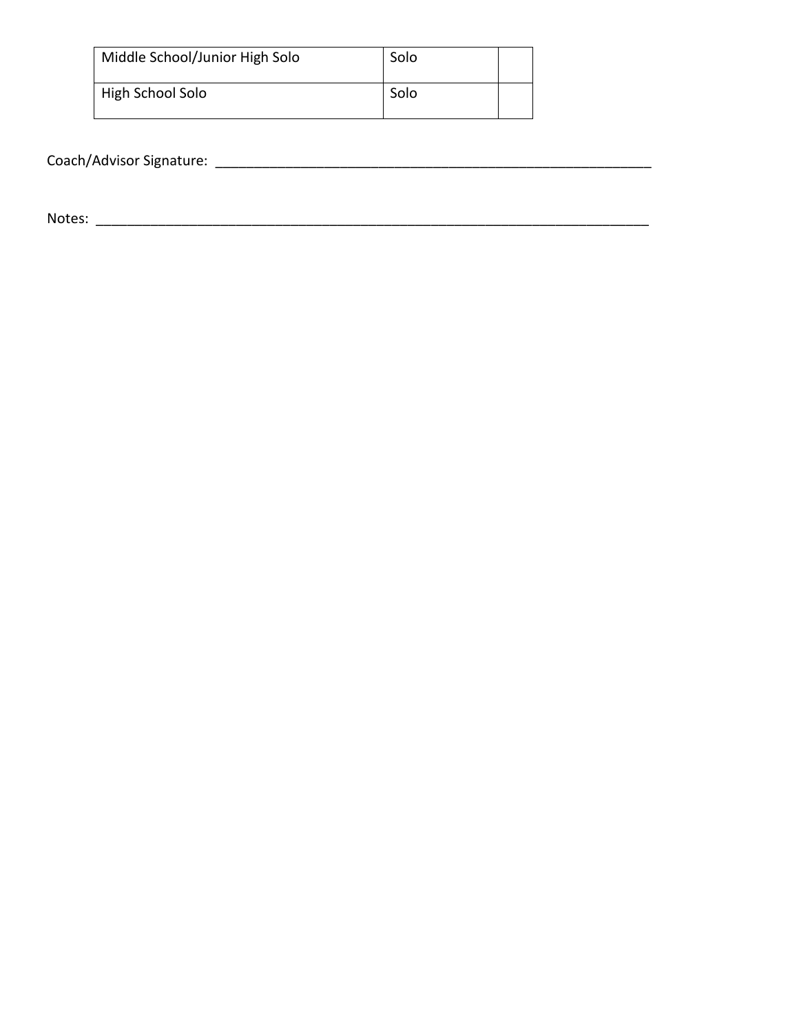| | | |
|---|---|---|
| Middle School/Junior High Solo | Solo | |
| High School Solo | Solo | |

Coach/Advisor Signature: ___________________________________________________________

Notes: ___________________________________________________________________________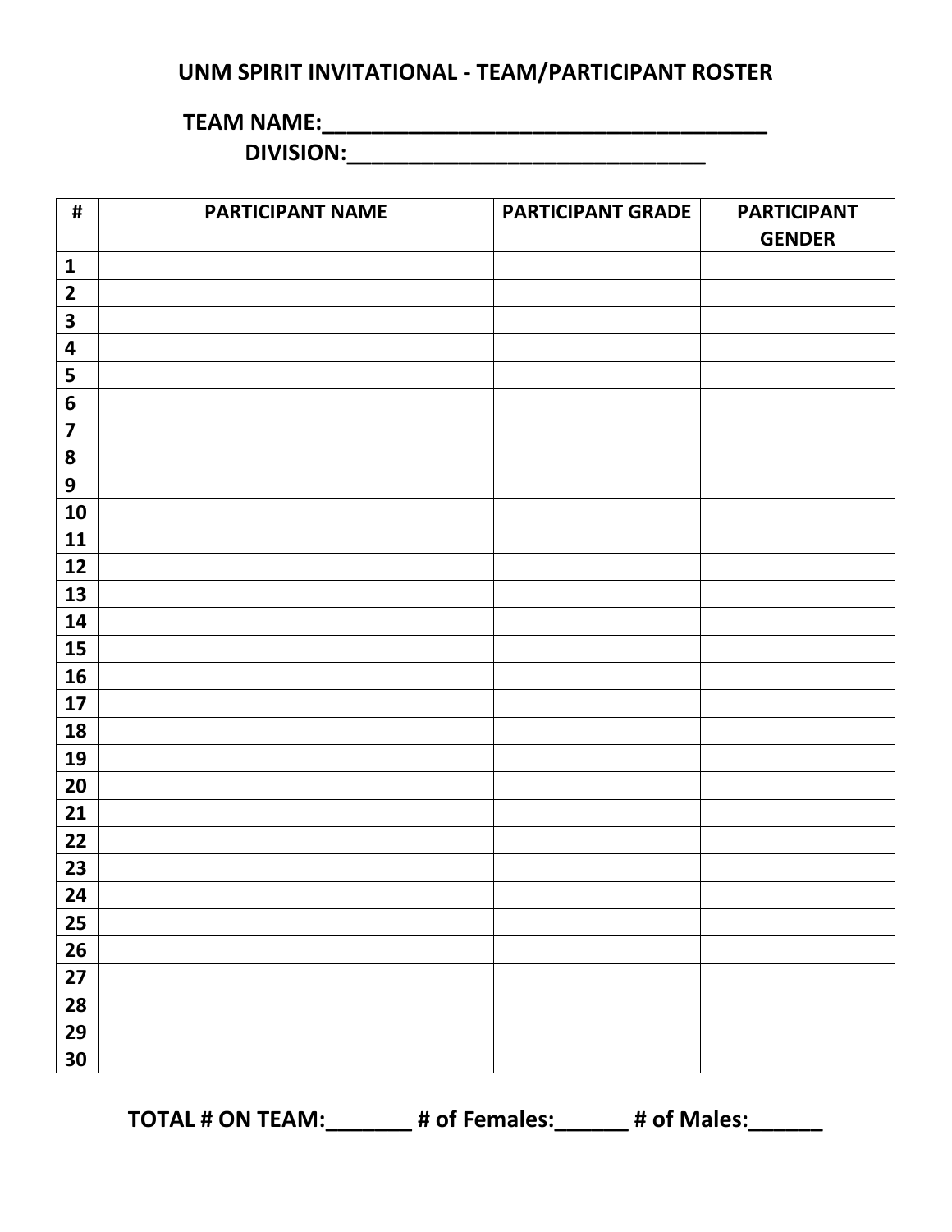# UNM SPIRIT INVITATIONAL - TEAM/PARTICIPANT ROSTER

**TEAM NAME:______________________________________**

**DIVISION:______________________________**

| # | PARTICIPANT NAME | PARTICIPANT GRADE | PARTICIPANT GENDER |
|---|---|---|---|
| 1 | | | |
| 2 | | | |
| 3 | | | |
| 4 | | | |
| 5 | | | |
| 6 | | | |
| 7 | | | |
| 8 | | | |
| 9 | | | |
| 10 | | | |
| 11 | | | |
| 12 | | | |
| 13 | | | |
| 14 | | | |
| 15 | | | |
| 16 | | | |
| 17 | | | |
| 18 | | | |
| 19 | | | |
| 20 | | | |
| 21 | | | |
| 22 | | | |
| 23 | | | |
| 24 | | | |
| 25 | | | |
| 26 | | | |
| 27 | | | |
| 28 | | | |
| 29 | | | |
| 30 | | | |

**TOTAL # ON TEAM:_______ # of Females:______ # of Males:______**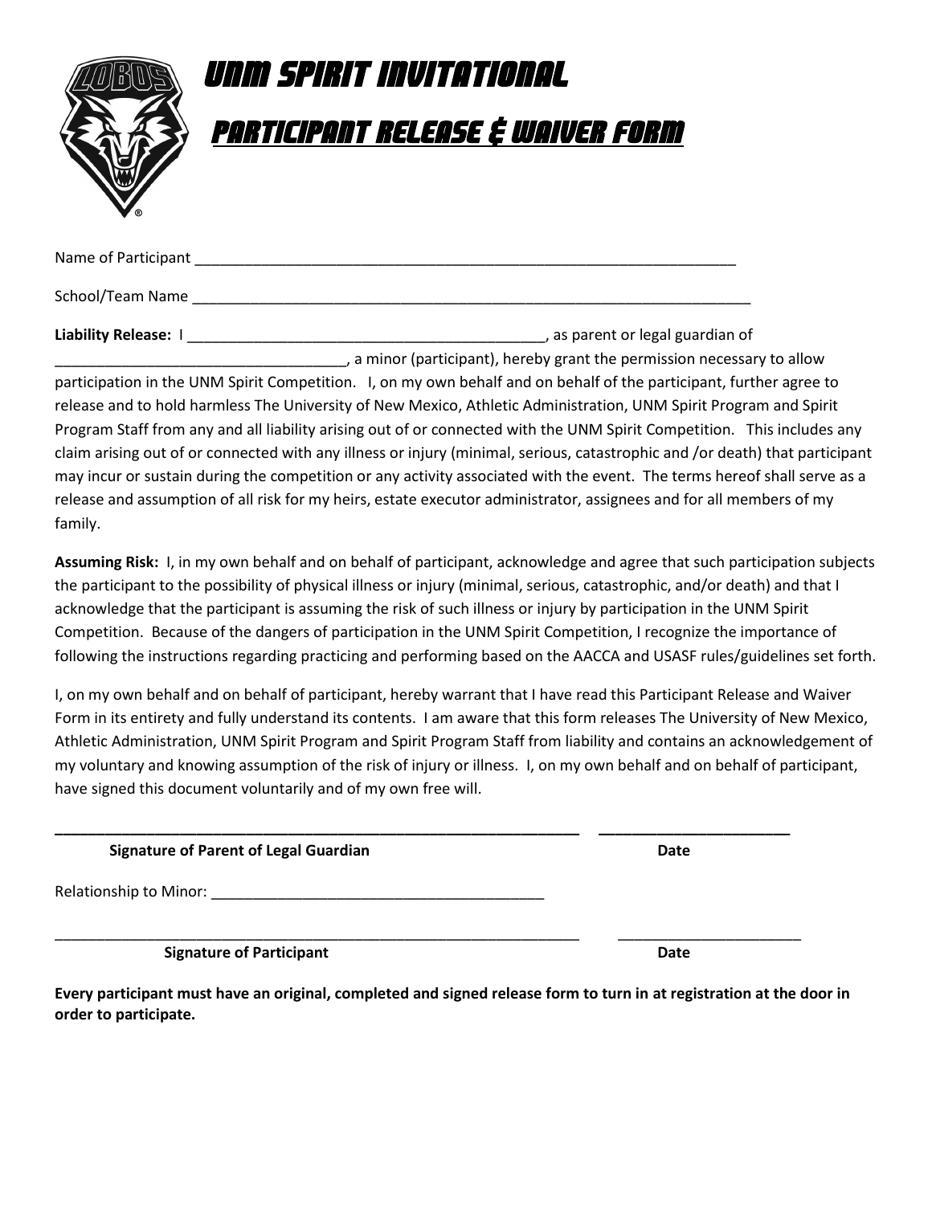# UNM Spirit Invitational

## Participant Release & Waiver Form

Name of Participant ___________________________________________________________________

School/Team Name _____________________________________________________________________

**Liability Release:** I ____________________________________________, as parent or legal guardian of ____________________________________, a minor (participant), hereby grant the permission necessary to allow participation in the UNM Spirit Competition. I, on my own behalf and on behalf of the participant, further agree to release and to hold harmless The University of New Mexico, Athletic Administration, UNM Spirit Program and Spirit Program Staff from any and all liability arising out of or connected with the UNM Spirit Competition. This includes any claim arising out of or connected with any illness or injury (minimal, serious, catastrophic and /or death) that participant may incur or sustain during the competition or any activity associated with the event. The terms hereof shall serve as a release and assumption of all risk for my heirs, estate executor administrator, assignees and for all members of my family.

**Assuming Risk:** I, in my own behalf and on behalf of participant, acknowledge and agree that such participation subjects the participant to the possibility of physical illness or injury (minimal, serious, catastrophic, and/or death) and that I acknowledge that the participant is assuming the risk of such illness or injury by participation in the UNM Spirit Competition. Because of the dangers of participation in the UNM Spirit Competition, I recognize the importance of following the instructions regarding practicing and performing based on the AACCA and USASF rules/guidelines set forth.

I, on my own behalf and on behalf of participant, hereby warrant that I have read this Participant Release and Waiver Form in its entirety and fully understand its contents. I am aware that this form releases The University of New Mexico, Athletic Administration, UNM Spirit Program and Spirit Program Staff from liability and contains an acknowledgement of my voluntary and knowing assumption of the risk of injury or illness. I, on my own behalf and on behalf of participant, have signed this document voluntarily and of my own free will.

__________________________________________________________________ ________________________

**Signature of Parent of Legal Guardian** **Date**

Relationship to Minor: ___________________________________________

__________________________________________________________________ ________________________

**Signature of Participant** **Date**

**Every participant must have an original, completed and signed release form to turn in at registration at the door in order to participate.**